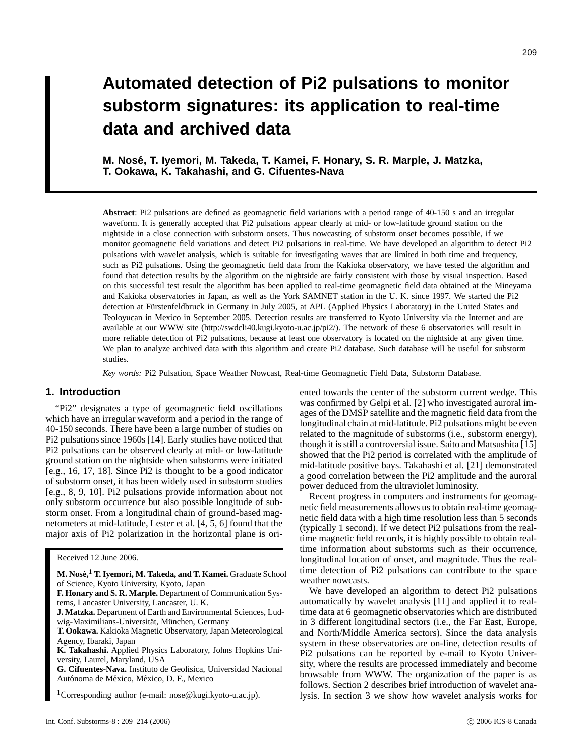# Automated detection of Pi2 pulsations to monitor substorm signatures: its application to real-time data and archived data

**M. Nosé, T. Iyemori, M. Takeda, T. Kamei, F. Honary, S. R. Marple, J. Matzka, T. Ookawa, K. Takahashi, and G. Cifuentes-Nava**

**Abstract**: Pi2 pulsations are defined as geomagnetic field variations with a period range of 40-150 s and an irregular waveform. It is generally accepted that Pi2 pulsations appear clearly at mid- or low-latitude ground station on the nightside in a close connection with substorm onsets. Thus nowcasting of substorm onset becomes possible, if we monitor geomagnetic field variations and detect Pi2 pulsations in real-time. We have developed an algorithm to detect Pi2 pulsations with wavelet analysis, which is suitable for investigating waves that are limited in both time and frequency, such as Pi2 pulsations. Using the geomagnetic field data from the Kakioka observatory, we have tested the algorithm and found that detection results by the algorithm on the nightside are fairly consistent with those by visual inspection. Based on this successful test result the algorithm has been applied to real-time geomagnetic field data obtained at the Mineyama and Kakioka observatories in Japan, as well as the York SAMNET station in the U. K. since 1997. We started the Pi2 detection at Fürstenfeldbruck in Germany in July 2005, at APL (Applied Physics Laboratory) in the United States and Teoloyucan in Mexico in September 2005. Detection results are transferred to Kyoto University via the Internet and are available at our WWW site (http://swdcli40.kugi.kyoto-u.ac.jp/pi2/). The network of these 6 observatories will result in more reliable detection of Pi2 pulsations, because at least one observatory is located on the nightside at any given time. We plan to analyze archived data with this algorithm and create Pi2 database. Such database will be useful for substorm studies.

*Key words:* Pi2 Pulsation, Space Weather Nowcast, Real-time Geomagnetic Field Data, Substorm Database.

## 1. Introduction

"Pi2" designates a type of geomagnetic field oscillations which have an irregular waveform and a period in the range of 40-150 seconds. There have been a large number of studies on Pi2 pulsations since 1960s [14]. Early studies have noticed that Pi2 pulsations can be observed clearly at mid- or low-latitude ground station on the nightside when substorms were initiated [e.g., 16, 17, 18]. Since Pi2 is thought to be a good indicator of substorm onset, it has been widely used in substorm studies [e.g., 8, 9, 10]. Pi2 pulsations provide information about not only substorm occurrence but also possible longitude of substorm onset. From a longitudinal chain of ground-based magnetometers at mid-latitude, Lester et al. [4, 5, 6] found that the major axis of Pi2 polarization in the horizontal plane is oriented towards the center of the substorm current wedge. This was confirmed by Gelpi et al. [2] who investigated auroral images of the DMSP satellite and the magnetic field data from the longitudinal chain at mid-latitude. Pi2 pulsations might be even related to the magnitude of substorms (i.e., substorm energy), though it is still a controversial issue. Saito and Matsushita [15] showed that the Pi2 period is correlated with the amplitude of mid-latitude positive bays. Takahashi et al. [21] demonstrated a good correlation between the Pi2 amplitude and the auroral power deduced from the ultraviolet luminosity.

Recent progress in computers and instruments for geomagnetic field measurements allows us to obtain real-time geomagnetic field data with a high time resolution less than 5 seconds (typically 1 second). If we detect Pi2 pulsations from the real-time magnetic field records, it is highly possible to obtain real-time information about substorms such as their occurrence, longitudinal location of onset, and magnitude. Thus the real-time detection of Pi2 pulsations can contribute to the space weather nowcasts.

We have developed an algorithm to detect Pi2 pulsations automatically by wavelet analysis [11] and applied it to real-time data at 6 geomagnetic observatories which are distributed in 3 different longitudinal sectors (i.e., the Far East, Europe, and North/Middle America sectors). Since the data analysis system in these observatories are on-line, detection results of Pi2 pulsations can be reported by e-mail to Kyoto University, where the results are processed immediately and become browsable from WWW. The organization of the paper is as follows. Section 2 describes brief introduction of wavelet analysis. In section 3 we show how wavelet analysis works for

---

Received 12 June 2006.

**M. Nosé,[1] T. Iyemori, M. Takeda, and T. Kamei.** Graduate School of Science, Kyoto University, Kyoto, Japan
**F. Honary and S. R. Marple.** Department of Communication Systems, Lancaster University, Lancaster, U. K.
**J. Matzka.** Department of Earth and Environmental Sciences, Ludwig-Maximilians-Universität, München, Germany
**T. Ookawa.** Kakioka Magnetic Observatory, Japan Meteorological Agency, Ibaraki, Japan
**K. Takahashi.** Applied Physics Laboratory, Johns Hopkins University, Laurel, Maryland, USA
**G. Cifuentes-Nava.** Instituto de Geofisica, Universidad Nacional Autónoma de México, México, D. F., Mexico

[1]Corresponding author (e-mail: nose@kugi.kyoto-u.ac.jp).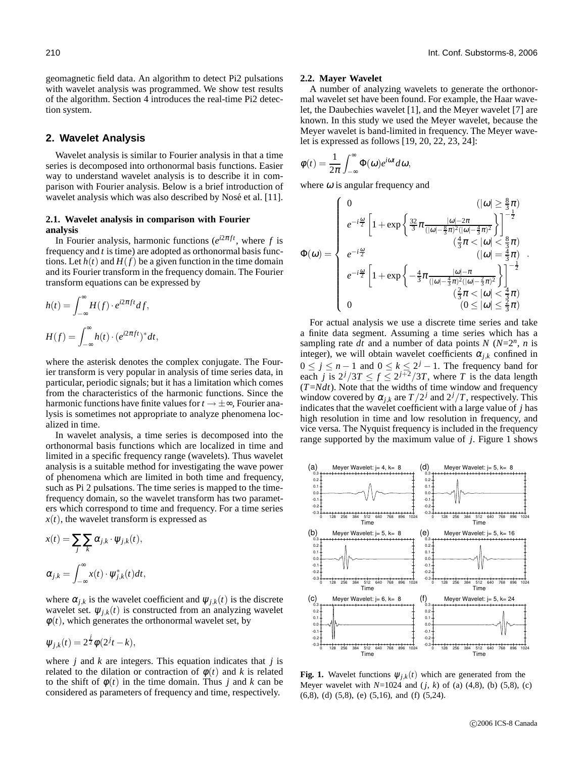geomagnetic field data. An algorithm to detect Pi2 pulsations with wavelet analysis was programmed. We show test results of the algorithm. Section 4 introduces the real-time Pi2 detection system.

## 2. Wavelet Analysis

Wavelet analysis is similar to Fourier analysis in that a time series is decomposed into orthonormal basis functions. Easier way to understand wavelet analysis is to describe it in comparison with Fourier analysis. Below is a brief introduction of wavelet analysis which was also described by Nosé et al. [11].

### 2.1. Wavelet analysis in comparison with Fourier analysis

In Fourier analysis, harmonic functions ($e^{i2\pi ft}$, where $f$ is frequency and $t$ is time) are adopted as orthonormal basis functions. Let $h(t)$ and $H(f)$ be a given function in the time domain and its Fourier transform in the frequency domain. The Fourier transform equations can be expressed by

$$h(t) = \int_{-\infty}^{\infty} H(f) \cdot e^{i2\pi ft} df,$$

$$H(f) = \int_{-\infty}^{\infty} h(t) \cdot (e^{i2\pi ft})^{*} dt,$$

where the asterisk denotes the complex conjugate. The Fourier transform is very popular in analysis of time series data, in particular, periodic signals; but it has a limitation which comes from the characteristics of the harmonic functions. Since the harmonic functions have finite values for $t \to \pm\infty$, Fourier analysis is sometimes not appropriate to analyze phenomena localized in time.

In wavelet analysis, a time series is decomposed into the orthonormal basis functions which are localized in time and limited in a specific frequency range (wavelets). Thus wavelet analysis is a suitable method for investigating the wave power of phenomena which are limited in both time and frequency, such as Pi 2 pulsations. The time series is mapped to the time-frequency domain, so the wavelet transform has two parameters which correspond to time and frequency. For a time series $x(t)$, the wavelet transform is expressed as

$$x(t) = \sum_{j} \sum_{k} \alpha_{j,k} \cdot \psi_{j,k}(t),$$

$$\alpha_{j,k} = \int_{-\infty}^{\infty} x(t) \cdot \psi_{j,k}^{*}(t) dt,$$

where $\alpha_{j,k}$ is the wavelet coefficient and $\psi_{j,k}(t)$ is the discrete wavelet set. $\psi_{j,k}(t)$ is constructed from an analyzing wavelet $\phi(t)$, which generates the orthonormal wavelet set, by

$$\psi_{j,k}(t) = 2^{\frac{j}{2}} \phi(2^{j}t - k),$$

where $j$ and $k$ are integers. This equation indicates that $j$ is related to the dilation or contraction of $\phi(t)$ and $k$ is related to the shift of $\phi(t)$ in the time domain. Thus $j$ and $k$ can be considered as parameters of frequency and time, respectively.

### 2.2. Mayer Wavelet

A number of analyzing wavelets to generate the orthonormal wavelet set have been found. For example, the Haar wavelet, the Daubechies wavelet [1], and the Meyer wavelet [7] are known. In this study we used the Meyer wavelet, because the Meyer wavelet is band-limited in frequency. The Meyer wavelet is expressed as follows [19, 20, 22, 23, 24]:

$$\phi(t) = \frac{1}{2\pi} \int_{-\infty}^{\infty} \Phi(\omega) e^{i\omega t} d\omega,$$

where $\omega$ is angular frequency and

$$\Phi(\omega) = \begin{cases} 0 & (|\omega| \geq \frac{8}{3}\pi) \\ e^{-i\frac{\omega}{2}} \left[ 1 + \exp\left\{ \frac{32}{3}\pi \frac{|\omega| - 2\pi}{(|\omega| - \frac{8}{3}\pi)^2 (|\omega| - \frac{4}{3}\pi)^2} \right\} \right]^{-\frac{1}{2}} & (\frac{4}{3}\pi < |\omega| < \frac{8}{3}\pi) \\ e^{-i\frac{\omega}{2}} & (|\omega| = \frac{4}{3}\pi) \\ e^{-i\frac{\omega}{2}} \left[ 1 + \exp\left\{ -\frac{4}{3}\pi \frac{|\omega| - \pi}{(|\omega| - \frac{4}{3}\pi)^2 (|\omega| - \frac{2}{3}\pi)^2} \right\} \right]^{-\frac{1}{2}} & (\frac{2}{3}\pi < |\omega| < \frac{4}{3}\pi) \\ 0 & (0 \leq |\omega| \leq \frac{2}{3}\pi) \end{cases}.$$

For actual analysis we use a discrete time series and take a finite data segment. Assuming a time series which has a sampling rate $dt$ and a number of data points $N$ ($N$=$2^n$, $n$ is integer), we will obtain wavelet coefficients $\alpha_{j,k}$ confined in $0 \leq j \leq n-1$ and $0 \leq k \leq 2^j - 1$. The frequency band for each $j$ is $2^j/3T \leq f \leq 2^{j+2}/3T$, where $T$ is the data length ($T$=$Ndt$). Note that the widths of time window and frequency window covered by $\alpha_{j,k}$ are $T/2^j$ and $2^j/T$, respectively. This indicates that the wavelet coefficient with a large value of $j$ has high resolution in time and low resolution in frequency, and vice versa. The Nyquist frequency is included in the frequency range supported by the maximum value of $j$. Figure 1 shows

**Fig. 1.** Wavelet functions $\psi_{j,k}(t)$ which are generated from the Meyer wavelet with $N$=1024 and ($j$, $k$) of (a) (4,8), (b) (5,8), (c) (6,8), (d) (5,8), (e) (5,16), and (f) (5,24).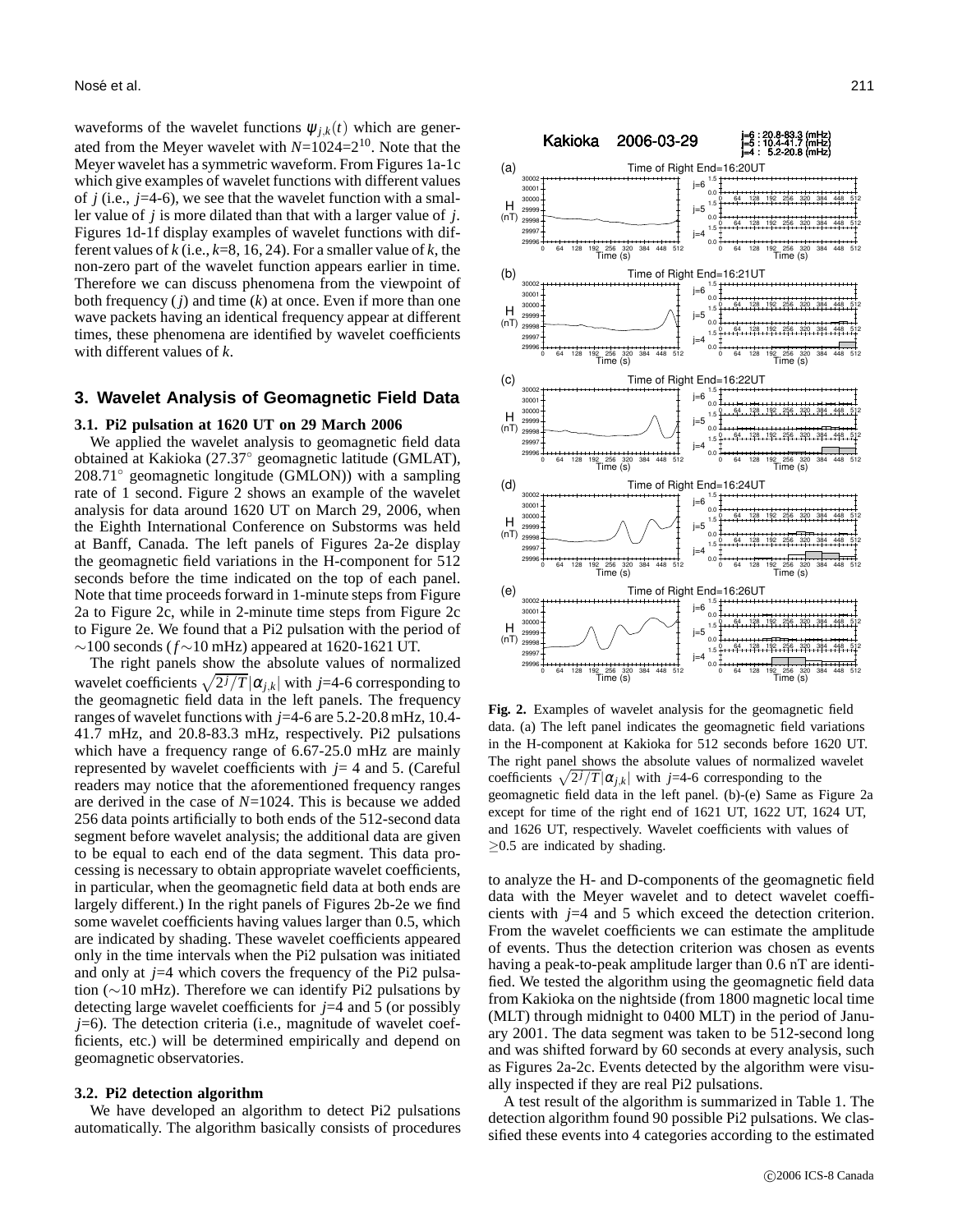waveforms of the wavelet functions $\psi_{j,k}(t)$ which are generated from the Meyer wavelet with $N$=1024=$2^{10}$. Note that the Meyer wavelet has a symmetric waveform. From Figures 1a-1c which give examples of wavelet functions with different values of $j$ (i.e., $j$=4-6), we see that the wavelet function with a smaller value of $j$ is more dilated than that with a larger value of $j$. Figures 1d-1f display examples of wavelet functions with different values of $k$ (i.e., $k$=8, 16, 24). For a smaller value of $k$, the non-zero part of the wavelet function appears earlier in time. Therefore we can discuss phenomena from the viewpoint of both frequency ($j$) and time ($k$) at once. Even if more than one wave packets having an identical frequency appear at different times, these phenomena are identified by wavelet coefficients with different values of $k$.

## 3. Wavelet Analysis of Geomagnetic Field Data

### 3.1. Pi2 pulsation at 1620 UT on 29 March 2006

We applied the wavelet analysis to geomagnetic field data obtained at Kakioka (27.37° geomagnetic latitude (GMLAT), 208.71° geomagnetic longitude (GMLON)) with a sampling rate of 1 second. Figure 2 shows an example of the wavelet analysis for data around 1620 UT on March 29, 2006, when the Eighth International Conference on Substorms was held at Banff, Canada. The left panels of Figures 2a-2e display the geomagnetic field variations in the H-component for 512 seconds before the time indicated on the top of each panel. Note that time proceeds forward in 1-minute steps from Figure 2a to Figure 2c, while in 2-minute time steps from Figure 2c to Figure 2e. We found that a Pi2 pulsation with the period of ∼100 seconds ($f$∼10 mHz) appeared at 1620-1621 UT.

The right panels show the absolute values of normalized wavelet coefficients $\sqrt{2^j/T}|\alpha_{j,k}|$ with $j$=4-6 corresponding to the geomagnetic field data in the left panels. The frequency ranges of wavelet functions with $j$=4-6 are 5.2-20.8 mHz, 10.4-41.7 mHz, and 20.8-83.3 mHz, respectively. Pi2 pulsations which have a frequency range of 6.67-25.0 mHz are mainly represented by wavelet coefficients with $j$= 4 and 5. (Careful readers may notice that the aforementioned frequency ranges are derived in the case of $N$=1024. This is because we added 256 data points artificially to both ends of the 512-second data segment before wavelet analysis; the additional data are given to be equal to each end of the data segment. This data processing is necessary to obtain appropriate wavelet coefficients, in particular, when the geomagnetic field data at both ends are largely different.) In the right panels of Figures 2b-2e we find some wavelet coefficients having values larger than 0.5, which are indicated by shading. These wavelet coefficients appeared only in the time intervals when the Pi2 pulsation was initiated and only at $j$=4 which covers the frequency of the Pi2 pulsation (∼10 mHz). Therefore we can identify Pi2 pulsations by detecting large wavelet coefficients for $j$=4 and 5 (or possibly $j$=6). The detection criteria (i.e., magnitude of wavelet coefficients, etc.) will be determined empirically and depend on geomagnetic observatories.

### 3.2. Pi2 detection algorithm

We have developed an algorithm to detect Pi2 pulsations automatically. The algorithm basically consists of procedures to analyze the H- and D-components of the geomagnetic field data with the Meyer wavelet and to detect wavelet coefficients with $j$=4 and 5 which exceed the detection criterion. From the wavelet coefficients we can estimate the amplitude of events. Thus the detection criterion was chosen as events having a peak-to-peak amplitude larger than 0.6 nT are identified. We tested the algorithm using the geomagnetic field data from Kakioka on the nightside (from 1800 magnetic local time (MLT) through midnight to 0400 MLT) in the period of January 2001. The data segment was taken to be 512-second long and was shifted forward by 60 seconds at every analysis, such as Figures 2a-2c. Events detected by the algorithm were visually inspected if they are real Pi2 pulsations.

A test result of the algorithm is summarized in Table 1. The detection algorithm found 90 possible Pi2 pulsations. We classified these events into 4 categories according to the estimated

**Fig. 2.** Examples of wavelet analysis for the geomagnetic field data. (a) The left panel indicates the geomagnetic field variations in the H-component at Kakioka for 512 seconds before 1620 UT. The right panel shows the absolute values of normalized wavelet coefficients $\sqrt{2^j/T}|\alpha_{j,k}|$ with $j$=4-6 corresponding to the geomagnetic field data in the left panel. (b)-(e) Same as Figure 2a except for time of the right end of 1621 UT, 1622 UT, 1624 UT, and 1626 UT, respectively. Wavelet coefficients with values of ≥0.5 are indicated by shading.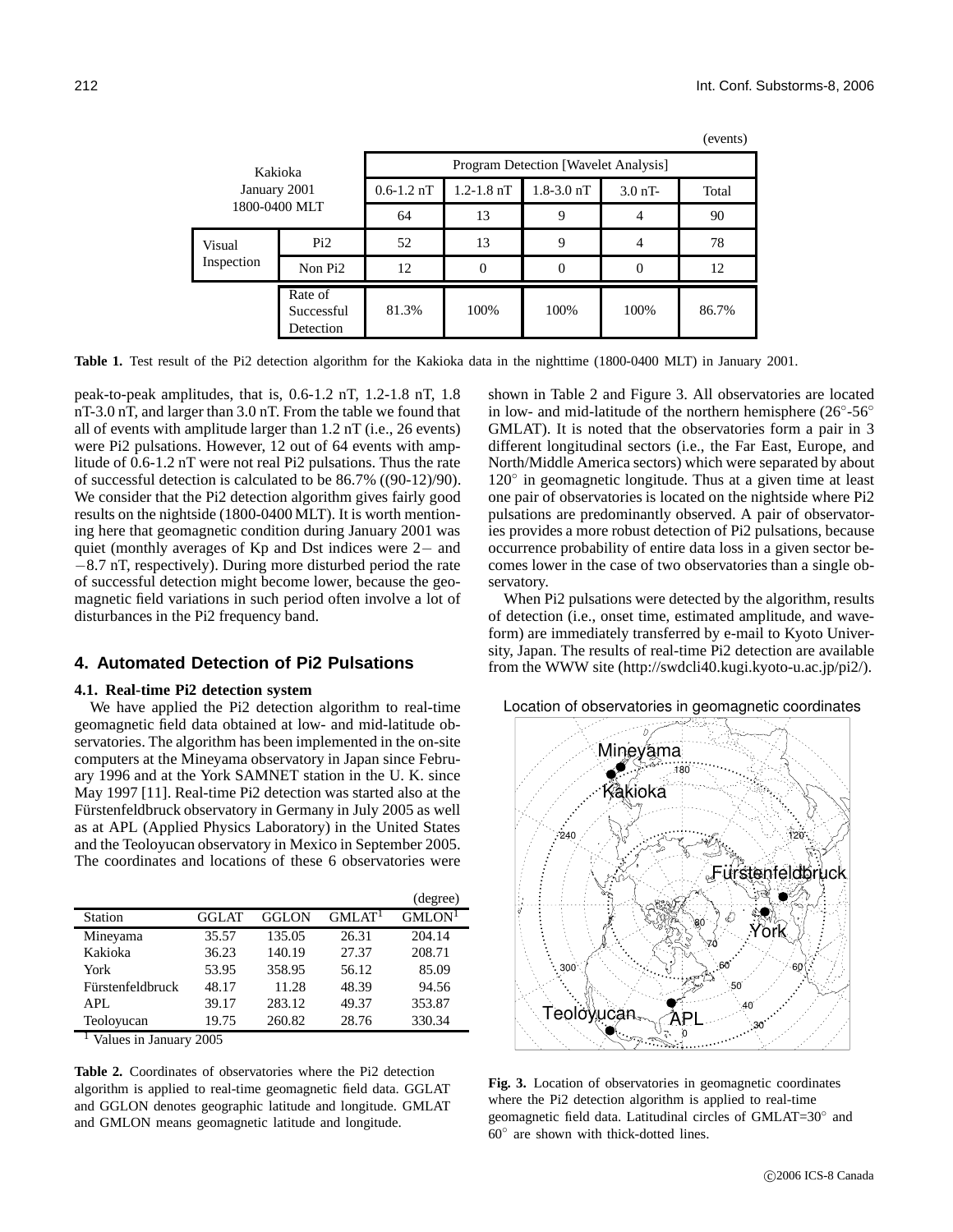(events)

| Kakioka January 2001 1800-0400 MLT | | Program Detection [Wavelet Analysis] | | | | |
|---|---|---|---|---|---|---|
| | | 0.6-1.2 nT | 1.2-1.8 nT | 1.8-3.0 nT | 3.0 nT- | Total |
| | | 64 | 13 | 9 | 4 | 90 |
| Visual Inspection | Pi2 | 52 | 13 | 9 | 4 | 78 |
| | Non Pi2 | 12 | 0 | 0 | 0 | 12 |
| | Rate of Successful Detection | 81.3% | 100% | 100% | 100% | 86.7% |

**Table 1.** Test result of the Pi2 detection algorithm for the Kakioka data in the nighttime (1800-0400 MLT) in January 2001.

peak-to-peak amplitudes, that is, 0.6-1.2 nT, 1.2-1.8 nT, 1.8 nT-3.0 nT, and larger than 3.0 nT. From the table we found that all of events with amplitude larger than 1.2 nT (i.e., 26 events) were Pi2 pulsations. However, 12 out of 64 events with amplitude of 0.6-1.2 nT were not real Pi2 pulsations. Thus the rate of successful detection is calculated to be 86.7% ((90-12)/90). We consider that the Pi2 detection algorithm gives fairly good results on the nightside (1800-0400 MLT). It is worth mentioning here that geomagnetic condition during January 2001 was quiet (monthly averages of Kp and Dst indices were 2− and −8.7 nT, respectively). During more disturbed period the rate of successful detection might become lower, because the geomagnetic field variations in such period often involve a lot of disturbances in the Pi2 frequency band.

## 4. Automated Detection of Pi2 Pulsations

### 4.1. Real-time Pi2 detection system

We have applied the Pi2 detection algorithm to real-time geomagnetic field data obtained at low- and mid-latitude observatories. The algorithm has been implemented in the on-site computers at the Mineyama observatory in Japan since February 1996 and at the York SAMNET station in the U. K. since May 1997 [11]. Real-time Pi2 detection was started also at the Fürstenfeldbruck observatory in Germany in July 2005 as well as at APL (Applied Physics Laboratory) in the United States and the Teoloyucan observatory in Mexico in September 2005. The coordinates and locations of these 6 observatories were shown in Table 2 and Figure 3. All observatories are located in low- and mid-latitude of the northern hemisphere (26°-56° GMLAT). It is noted that the observatories form a pair in 3 different longitudinal sectors (i.e., the Far East, Europe, and North/Middle America sectors) which were separated by about 120° in geomagnetic longitude. Thus at a given time at least one pair of observatories is located on the nightside where Pi2 pulsations are predominantly observed. A pair of observatories provides a more robust detection of Pi2 pulsations, because occurrence probability of entire data loss in a given sector becomes lower in the case of two observatories than a single observatory.

When Pi2 pulsations were detected by the algorithm, results of detection (i.e., onset time, estimated amplitude, and waveform) are immediately transferred by e-mail to Kyoto University, Japan. The results of real-time Pi2 detection are available from the WWW site (http://swdcli40.kugi.kyoto-u.ac.jp/pi2/).

(degree)

| Station | GGLAT | GGLON | GMLAT[1] | GMLON[1] |
|---|---|---|---|---|
| Mineyama | 35.57 | 135.05 | 26.31 | 204.14 |
| Kakioka | 36.23 | 140.19 | 27.37 | 208.71 |
| York | 53.95 | 358.95 | 56.12 | 85.09 |
| Fürstenfeldbruck | 48.17 | 11.28 | 48.39 | 94.56 |
| APL | 39.17 | 283.12 | 49.37 | 353.87 |
| Teoloyucan | 19.75 | 260.82 | 28.76 | 330.34 |

[1] Values in January 2005

**Table 2.** Coordinates of observatories where the Pi2 detection algorithm is applied to real-time geomagnetic field data. GGLAT and GGLON denotes geographic latitude and longitude. GMLAT and GMLON means geomagnetic latitude and longitude.

**Fig. 3.** Location of observatories in geomagnetic coordinates where the Pi2 detection algorithm is applied to real-time geomagnetic field data. Latitudinal circles of GMLAT=30° and 60° are shown with thick-dotted lines.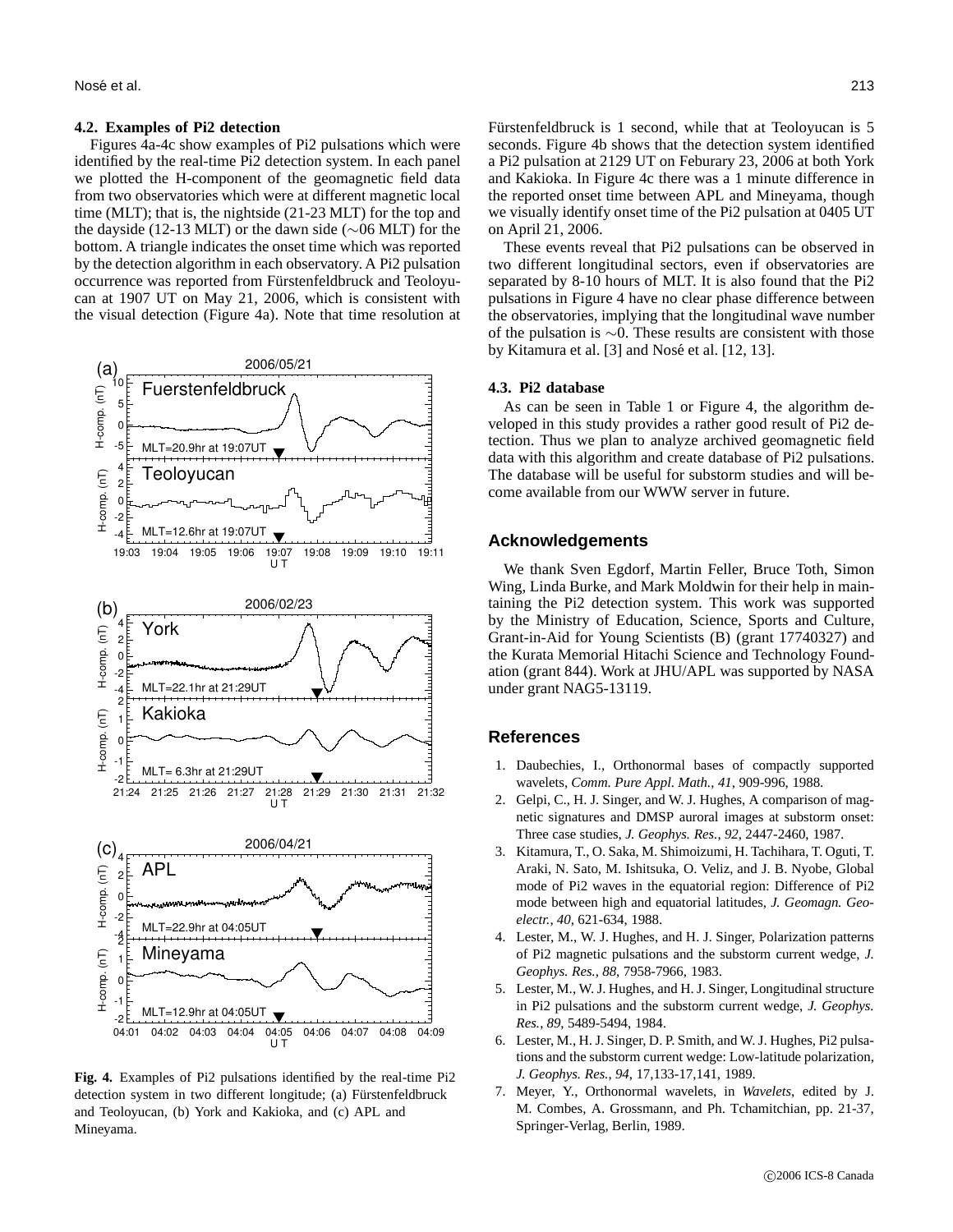### 4.2. Examples of Pi2 detection

Figures 4a-4c show examples of Pi2 pulsations which were identified by the real-time Pi2 detection system. In each panel we plotted the H-component of the geomagnetic field data from two observatories which were at different magnetic local time (MLT); that is, the nightside (21-23 MLT) for the top and the dayside (12-13 MLT) or the dawn side (∼06 MLT) for the bottom. A triangle indicates the onset time which was reported by the detection algorithm in each observatory. A Pi2 pulsation occurrence was reported from Fürstenfeldbruck and Teoloyucan at 1907 UT on May 21, 2006, which is consistent with the visual detection (Figure 4a). Note that time resolution at Fürstenfeldbruck is 1 second, while that at Teoloyucan is 5 seconds. Figure 4b shows that the detection system identified a Pi2 pulsation at 2129 UT on Feburary 23, 2006 at both York and Kakioka. In Figure 4c there was a 1 minute difference in the reported onset time between APL and Mineyama, though we visually identify onset time of the Pi2 pulsation at 0405 UT on April 21, 2006.

**Fig. 4.** Examples of Pi2 pulsations identified by the real-time Pi2 detection system in two different longitude; (a) Fürstenfeldbruck and Teoloyucan, (b) York and Kakioka, and (c) APL and Mineyama.

These events reveal that Pi2 pulsations can be observed in two different longitudinal sectors, even if observatories are separated by 8-10 hours of MLT. It is also found that the Pi2 pulsations in Figure 4 have no clear phase difference between the observatories, implying that the longitudinal wave number of the pulsation is ∼0. These results are consistent with those by Kitamura et al. [3] and Nosé et al. [12, 13].

### 4.3. Pi2 database

As can be seen in Table 1 or Figure 4, the algorithm developed in this study provides a rather good result of Pi2 detection. Thus we plan to analyze archived geomagnetic field data with this algorithm and create database of Pi2 pulsations. The database will be useful for substorm studies and will become available from our WWW server in future.

## Acknowledgements

We thank Sven Egdorf, Martin Feller, Bruce Toth, Simon Wing, Linda Burke, and Mark Moldwin for their help in maintaining the Pi2 detection system. This work was supported by the Ministry of Education, Science, Sports and Culture, Grant-in-Aid for Young Scientists (B) (grant 17740327) and the Kurata Memorial Hitachi Science and Technology Foundation (grant 844). Work at JHU/APL was supported by NASA under grant NAG5-13119.

## References

1. Daubechies, I., Orthonormal bases of compactly supported wavelets, *Comm. Pure Appl. Math.*, *41*, 909-996, 1988.
2. Gelpi, C., H. J. Singer, and W. J. Hughes, A comparison of magnetic signatures and DMSP auroral images at substorm onset: Three case studies, *J. Geophys. Res.*, *92*, 2447-2460, 1987.
3. Kitamura, T., O. Saka, M. Shimoizumi, H. Tachihara, T. Oguti, T. Araki, N. Sato, M. Ishitsuka, O. Veliz, and J. B. Nyobe, Global mode of Pi2 waves in the equatorial region: Difference of Pi2 mode between high and equatorial latitudes, *J. Geomagn. Geoelectr.*, *40*, 621-634, 1988.
4. Lester, M., W. J. Hughes, and H. J. Singer, Polarization patterns of Pi2 magnetic pulsations and the substorm current wedge, *J. Geophys. Res.*, *88*, 7958-7966, 1983.
5. Lester, M., W. J. Hughes, and H. J. Singer, Longitudinal structure in Pi2 pulsations and the substorm current wedge, *J. Geophys. Res.*, *89*, 5489-5494, 1984.
6. Lester, M., H. J. Singer, D. P. Smith, and W. J. Hughes, Pi2 pulsations and the substorm current wedge: Low-latitude polarization, *J. Geophys. Res.*, *94*, 17,133-17,141, 1989.
7. Meyer, Y., Orthonormal wavelets, in *Wavelets*, edited by J. M. Combes, A. Grossmann, and Ph. Tchamitchian, pp. 21-37, Springer-Verlag, Berlin, 1989.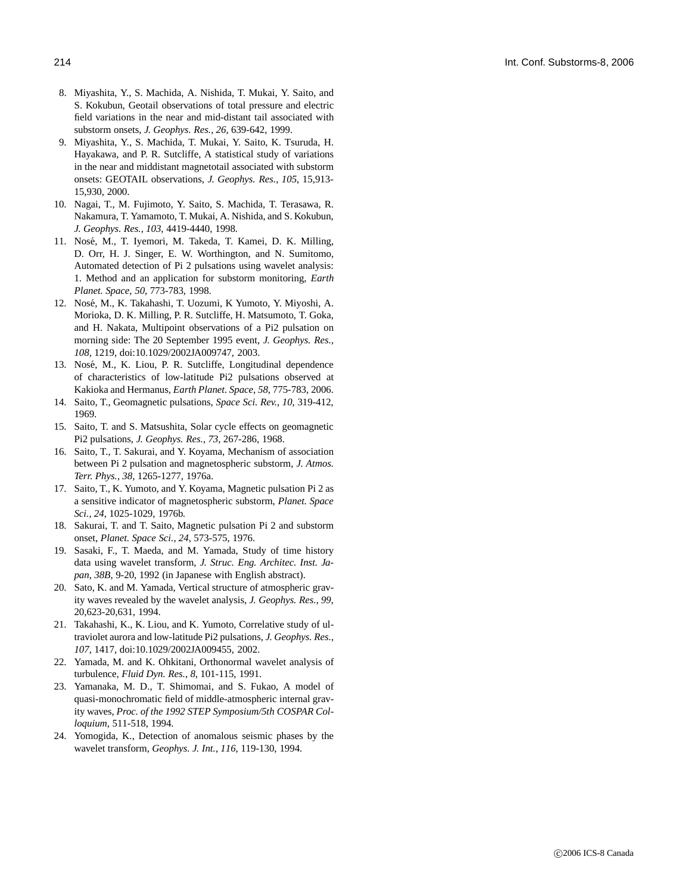8. Miyashita, Y., S. Machida, A. Nishida, T. Mukai, Y. Saito, and S. Kokubun, Geotail observations of total pressure and electric field variations in the near and mid-distant tail associated with substorm onsets, *J. Geophys. Res.*, *26*, 639-642, 1999.
9. Miyashita, Y., S. Machida, T. Mukai, Y. Saito, K. Tsuruda, H. Hayakawa, and P. R. Sutcliffe, A statistical study of variations in the near and middistant magnetotail associated with substorm onsets: GEOTAIL observations, *J. Geophys. Res.*, *105*, 15,913-15,930, 2000.
10. Nagai, T., M. Fujimoto, Y. Saito, S. Machida, T. Terasawa, R. Nakamura, T. Yamamoto, T. Mukai, A. Nishida, and S. Kokubun, *J. Geophys. Res.*, *103*, 4419-4440, 1998.
11. Nosé, M., T. Iyemori, M. Takeda, T. Kamei, D. K. Milling, D. Orr, H. J. Singer, E. W. Worthington, and N. Sumitomo, Automated detection of Pi 2 pulsations using wavelet analysis: 1. Method and an application for substorm monitoring, *Earth Planet. Space*, *50*, 773-783, 1998.
12. Nosé, M., K. Takahashi, T. Uozumi, K Yumoto, Y. Miyoshi, A. Morioka, D. K. Milling, P. R. Sutcliffe, H. Matsumoto, T. Goka, and H. Nakata, Multipoint observations of a Pi2 pulsation on morning side: The 20 September 1995 event, *J. Geophys. Res.*, *108*, 1219, doi:10.1029/2002JA009747, 2003.
13. Nosé, M., K. Liou, P. R. Sutcliffe, Longitudinal dependence of characteristics of low-latitude Pi2 pulsations observed at Kakioka and Hermanus, *Earth Planet. Space*, *58*, 775-783, 2006.
14. Saito, T., Geomagnetic pulsations, *Space Sci. Rev.*, *10*, 319-412, 1969.
15. Saito, T. and S. Matsushita, Solar cycle effects on geomagnetic Pi2 pulsations, *J. Geophys. Res.*, *73*, 267-286, 1968.
16. Saito, T., T. Sakurai, and Y. Koyama, Mechanism of association between Pi 2 pulsation and magnetospheric substorm, *J. Atmos. Terr. Phys.*, *38*, 1265-1277, 1976a.
17. Saito, T., K. Yumoto, and Y. Koyama, Magnetic pulsation Pi 2 as a sensitive indicator of magnetospheric substorm, *Planet. Space Sci.*, *24*, 1025-1029, 1976b.
18. Sakurai, T. and T. Saito, Magnetic pulsation Pi 2 and substorm onset, *Planet. Space Sci.*, *24*, 573-575, 1976.
19. Sasaki, F., T. Maeda, and M. Yamada, Study of time history data using wavelet transform, *J. Struc. Eng. Architec. Inst. Japan*, *38B*, 9-20, 1992 (in Japanese with English abstract).
20. Sato, K. and M. Yamada, Vertical structure of atmospheric gravity waves revealed by the wavelet analysis, *J. Geophys. Res.*, *99*, 20,623-20,631, 1994.
21. Takahashi, K., K. Liou, and K. Yumoto, Correlative study of ultraviolet aurora and low-latitude Pi2 pulsations, *J. Geophys. Res.*, *107*, 1417, doi:10.1029/2002JA009455, 2002.
22. Yamada, M. and K. Ohkitani, Orthonormal wavelet analysis of turbulence, *Fluid Dyn. Res.*, *8*, 101-115, 1991.
23. Yamanaka, M. D., T. Shimomai, and S. Fukao, A model of quasi-monochromatic field of middle-atmospheric internal gravity waves, *Proc. of the 1992 STEP Symposium/5th COSPAR Colloquium*, 511-518, 1994.
24. Yomogida, K., Detection of anomalous seismic phases by the wavelet transform, *Geophys. J. Int.*, *116*, 119-130, 1994.